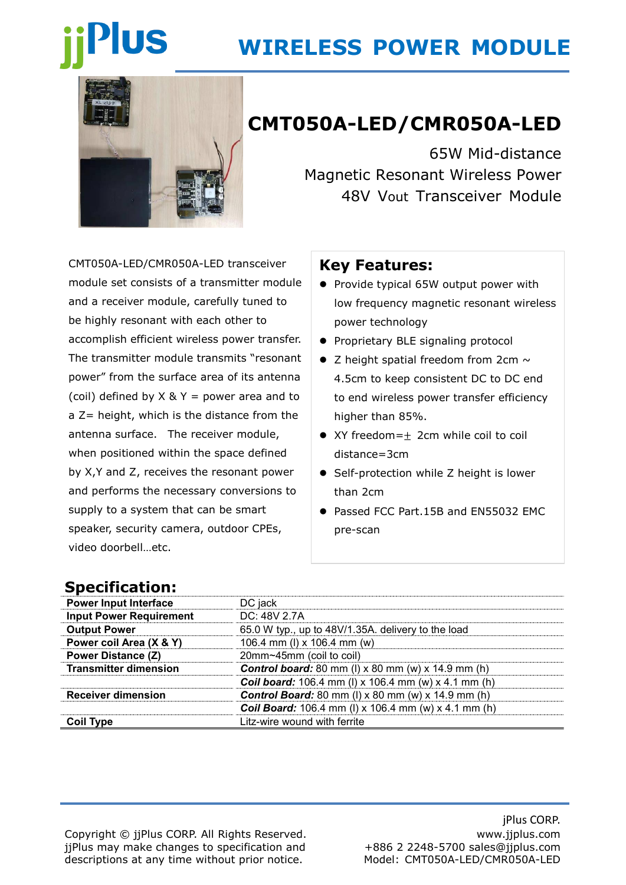# WIRELESS POWER MODULE

## CMT050A-LED/CMR050A-LED

65W Mid-distance
Magnetic Resonant Wireless Power
48V Vout Transceiver Module

CMT050A-LED/CMR050A-LED transceiver module set consists of a transmitter module and a receiver module, carefully tuned to be highly resonant with each other to accomplish efficient wireless power transfer. The transmitter module transmits "resonant power" from the surface area of its antenna (coil) defined by X & Y = power area and to a Z= height, which is the distance from the antenna surface. The receiver module, when positioned within the space defined by X,Y and Z, receives the resonant power and performs the necessary conversions to supply to a system that can be smart speaker, security camera, outdoor CPEs, video doorbell…etc.

### Key Features:

- Provide typical 65W output power with low frequency magnetic resonant wireless power technology
- Proprietary BLE signaling protocol
- Z height spatial freedom from 2cm ~ 4.5cm to keep consistent DC to DC end to end wireless power transfer efficiency higher than 85%.
- XY freedom=± 2cm while coil to coil distance=3cm
- Self-protection while Z height is lower than 2cm
- Passed FCC Part.15B and EN55032 EMC pre-scan

## Specification:

| | |
|---|---|
| **Power Input Interface** | DC jack |
| **Input Power Requirement** | DC: 48V 2.7A |
| **Output Power** | 65.0 W typ., up to 48V/1.35A. delivery to the load |
| **Power coil Area (X & Y)** | 106.4 mm (l) x 106.4 mm (w) |
| **Power Distance (Z)** | 20mm~45mm (coil to coil) |
| **Transmitter dimension** | ***Control board:*** 80 mm (l) x 80 mm (w) x 14.9 mm (h) |
| | ***Coil board:*** 106.4 mm (l) x 106.4 mm (w) x 4.1 mm (h) |
| **Receiver dimension** | ***Control Board:*** 80 mm (l) x 80 mm (w) x 14.9 mm (h) |
| | ***Coil Board:*** 106.4 mm (l) x 106.4 mm (w) x 4.1 mm (h) |
| **Coil Type** | Litz-wire wound with ferrite |

Copyright © jjPlus CORP. All Rights Reserved.
jjPlus may make changes to specification and descriptions at any time without prior notice.

jPlus CORP.
www.jjplus.com
+886 2 2248-5700 sales@jjplus.com
Model: CMT050A-LED/CMR050A-LED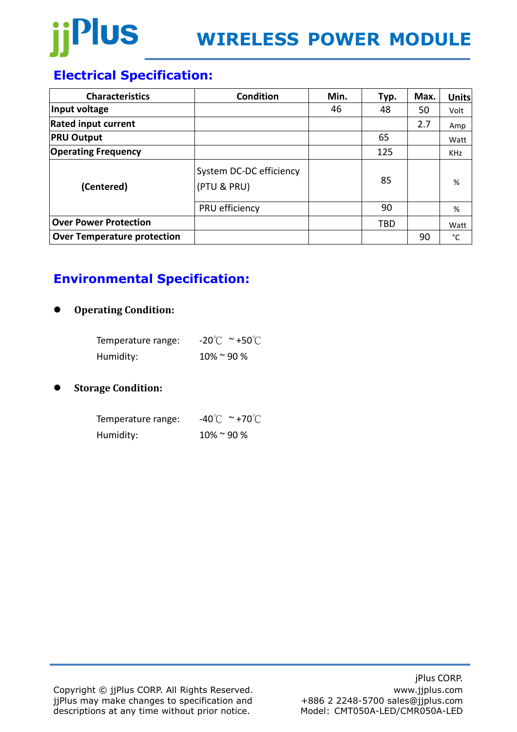# WIRELESS POWER MODULE

## Electrical Specification:

| Characteristics | Condition | Min. | Typ. | Max. | Units |
|---|---|---|---|---|---|
| Input voltage | | 46 | 48 | 50 | Volt |
| Rated input current | | | | 2.7 | Amp |
| PRU Output | | | 65 | | Watt |
| Operating Frequency | | | 125 | | KHz |
| (Centered) | System DC-DC efficiency (PTU & PRU) | | 85 | | % |
| | PRU efficiency | | 90 | | % |
| Over Power Protection | | | TBD | | Watt |
| Over Temperature protection | | | | 90 | °C |

## Environmental Specification:

- **Operating Condition:**

  Temperature range: -20℃ ~+50℃

  Humidity: 10% ~ 90 %

- **Storage Condition:**

  Temperature range: -40℃ ~+70℃

  Humidity: 10% ~ 90 %

Copyright © jjPlus CORP. All Rights Reserved.
jjPlus may make changes to specification and descriptions at any time without prior notice.

jPlus CORP.
www.jjplus.com
+886 2 2248-5700 sales@jjplus.com
Model: CMT050A-LED/CMR050A-LED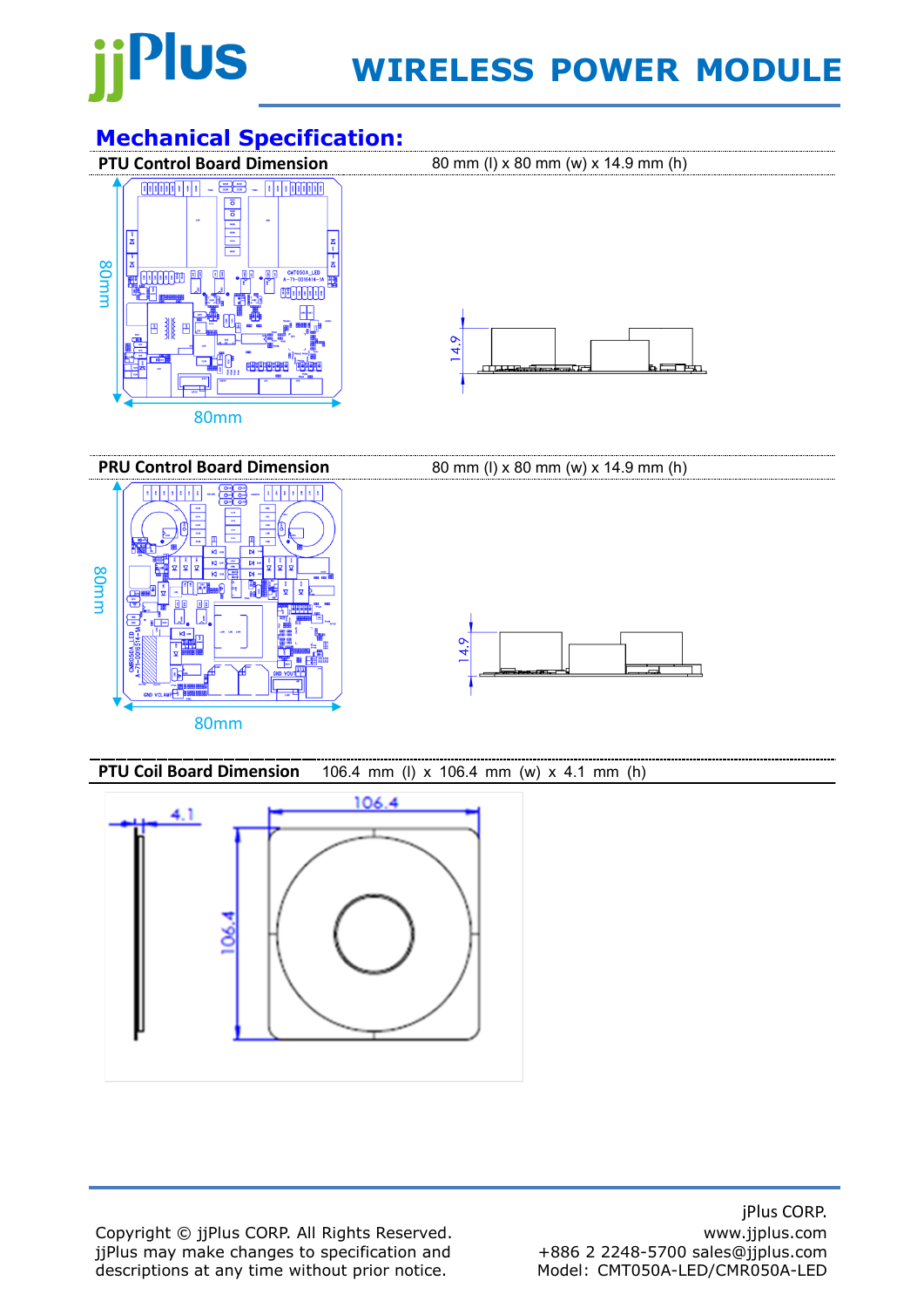## Mechanical Specification:

| PTU Control Board Dimension | 80 mm (l) x 80 mm (w) x 14.9 mm (h) |
|---|---|

| PRU Control Board Dimension | 80 mm (l) x 80 mm (w) x 14.9 mm (h) |
|---|---|

| PTU Coil Board Dimension | 106.4 mm (l) x 106.4 mm (w) x 4.1 mm (h) |
|---|---|

Copyright © jjPlus CORP. All Rights Reserved.
jjPlus may make changes to specification and descriptions at any time without prior notice.

jPlus CORP.
www.jjplus.com
+886 2 2248-5700 sales@jjplus.com
Model: CMT050A-LED/CMR050A-LED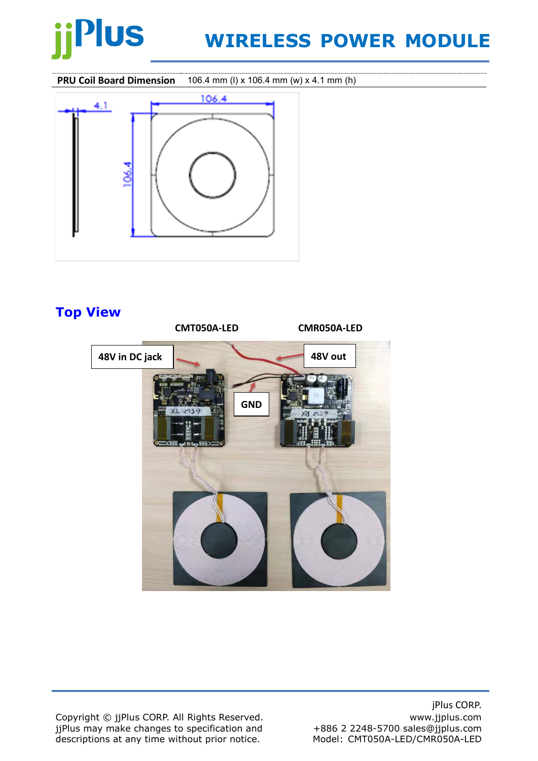| PRU Coil Board Dimension | 106.4 mm (l) x 106.4 mm (w) x 4.1 mm (h) |
| --- | --- |

## Top View

CMT050A-LED　　CMR050A-LED

48V in DC jack

48V out

GND

Copyright © jjPlus CORP. All Rights Reserved.
jjPlus may make changes to specification and descriptions at any time without prior notice.

jPlus CORP.
www.jjplus.com
+886 2 2248-5700 sales@jjplus.com
Model: CMT050A-LED/CMR050A-LED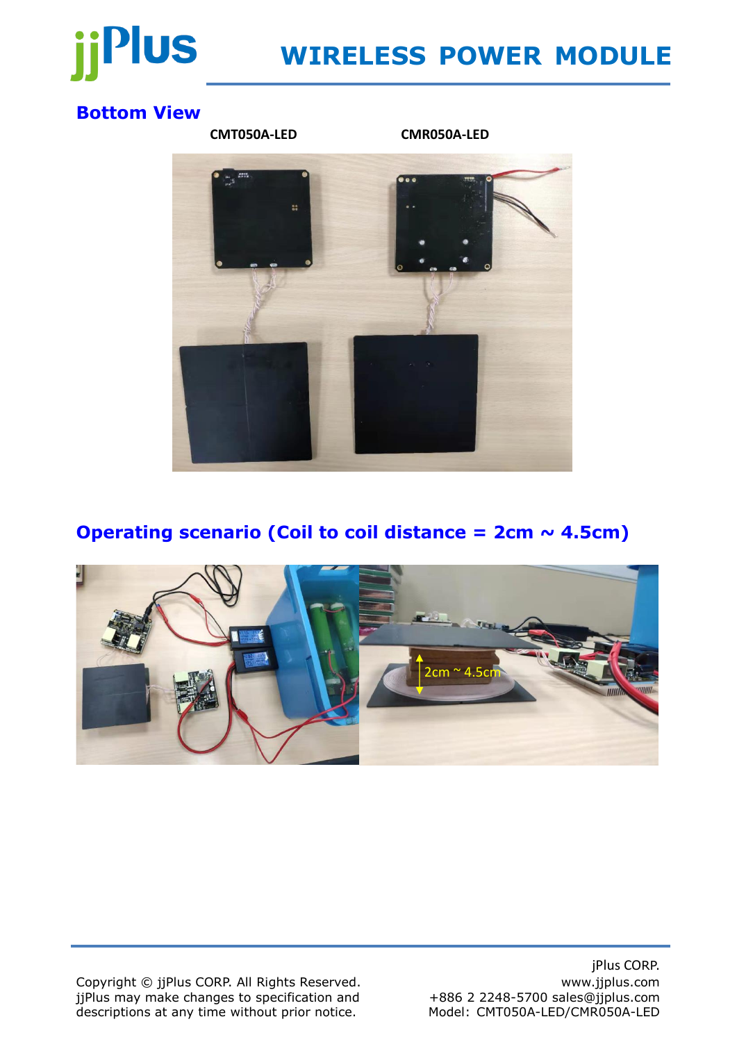## Bottom View

CMT050A-LED

CMR050A-LED

## Operating scenario (Coil to coil distance = 2cm ~ 4.5cm)

2cm ~ 4.5cm

Copyright © jjPlus CORP. All Rights Reserved.
jjPlus may make changes to specification and descriptions at any time without prior notice.

jPlus CORP.
www.jjplus.com
+886 2 2248-5700 sales@jjplus.com
Model: CMT050A-LED/CMR050A-LED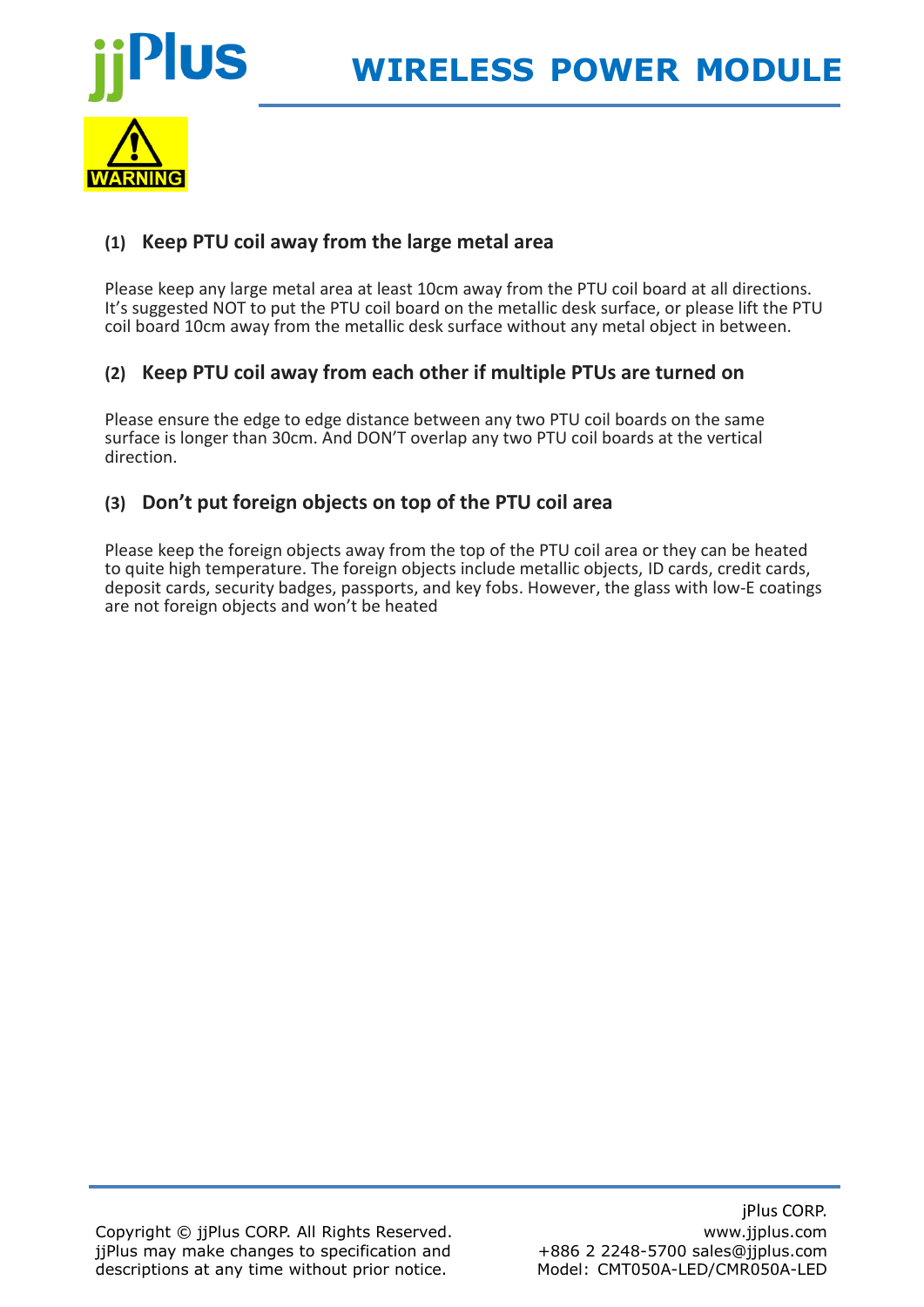WARNING

### (1) Keep PTU coil away from the large metal area

Please keep any large metal area at least 10cm away from the PTU coil board at all directions. It's suggested NOT to put the PTU coil board on the metallic desk surface, or please lift the PTU coil board 10cm away from the metallic desk surface without any metal object in between.

### (2) Keep PTU coil away from each other if multiple PTUs are turned on

Please ensure the edge to edge distance between any two PTU coil boards on the same surface is longer than 30cm. And DON'T overlap any two PTU coil boards at the vertical direction.

### (3) Don't put foreign objects on top of the PTU coil area

Please keep the foreign objects away from the top of the PTU coil area or they can be heated to quite high temperature. The foreign objects include metallic objects, ID cards, credit cards, deposit cards, security badges, passports, and key fobs. However, the glass with low-E coatings are not foreign objects and won't be heated